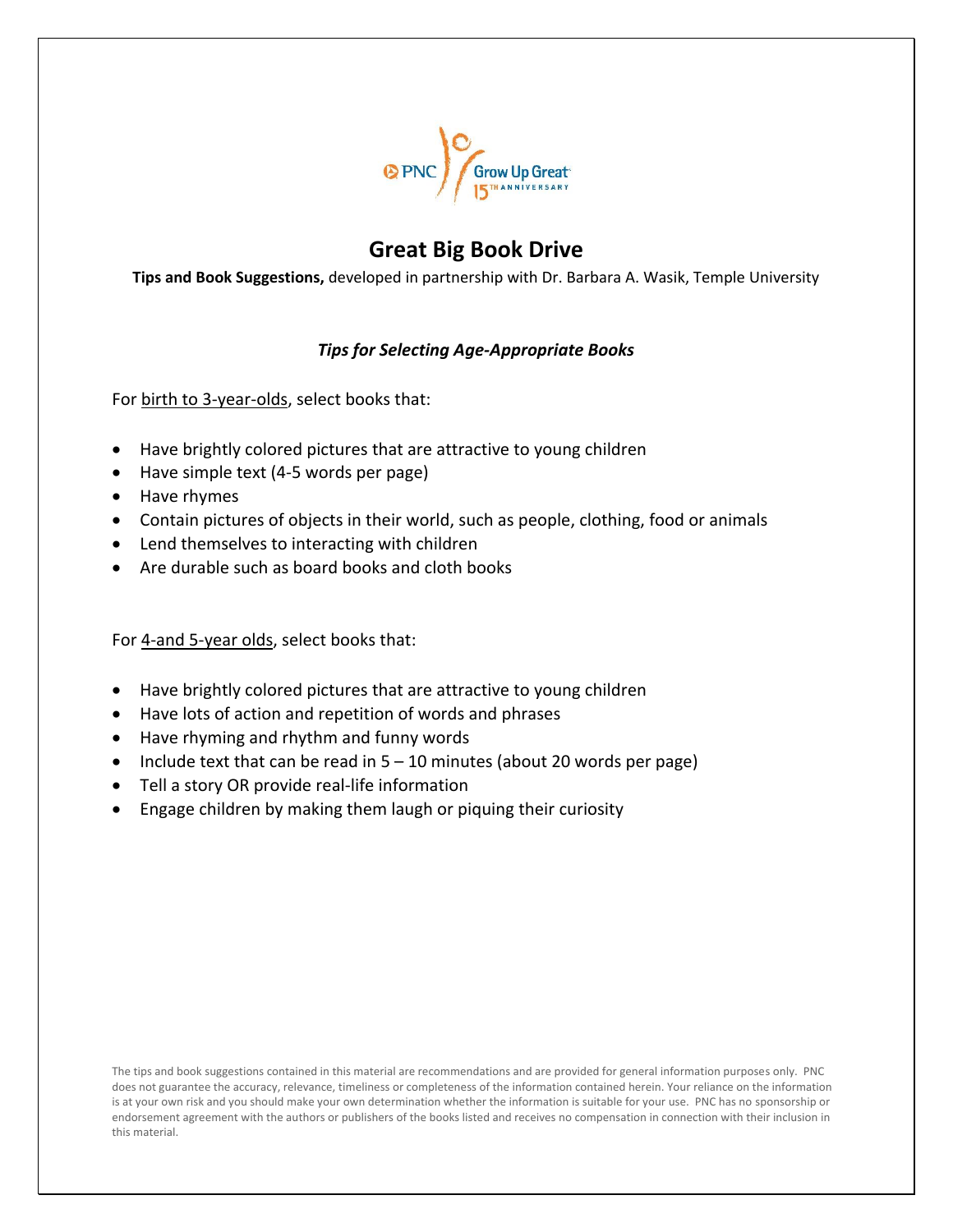# Great Big Book Drive

**Tips and Book Suggestions,** developed in partnership with Dr. Barbara A. Wasik, Temple University

### *Tips for Selecting Age-Appropriate Books*

For <u>birth to 3-year-olds</u>, select books that:

- Have brightly colored pictures that are attractive to young children
- Have simple text (4-5 words per page)
- Have rhymes
- Contain pictures of objects in their world, such as people, clothing, food or animals
- Lend themselves to interacting with children
- Are durable such as board books and cloth books

For <u>4-and 5-year olds</u>, select books that:

- Have brightly colored pictures that are attractive to young children
- Have lots of action and repetition of words and phrases
- Have rhyming and rhythm and funny words
- Include text that can be read in 5 – 10 minutes (about 20 words per page)
- Tell a story OR provide real-life information
- Engage children by making them laugh or piquing their curiosity

The tips and book suggestions contained in this material are recommendations and are provided for general information purposes only. PNC does not guarantee the accuracy, relevance, timeliness or completeness of the information contained herein. Your reliance on the information is at your own risk and you should make your own determination whether the information is suitable for your use. PNC has no sponsorship or endorsement agreement with the authors or publishers of the books listed and receives no compensation in connection with their inclusion in this material.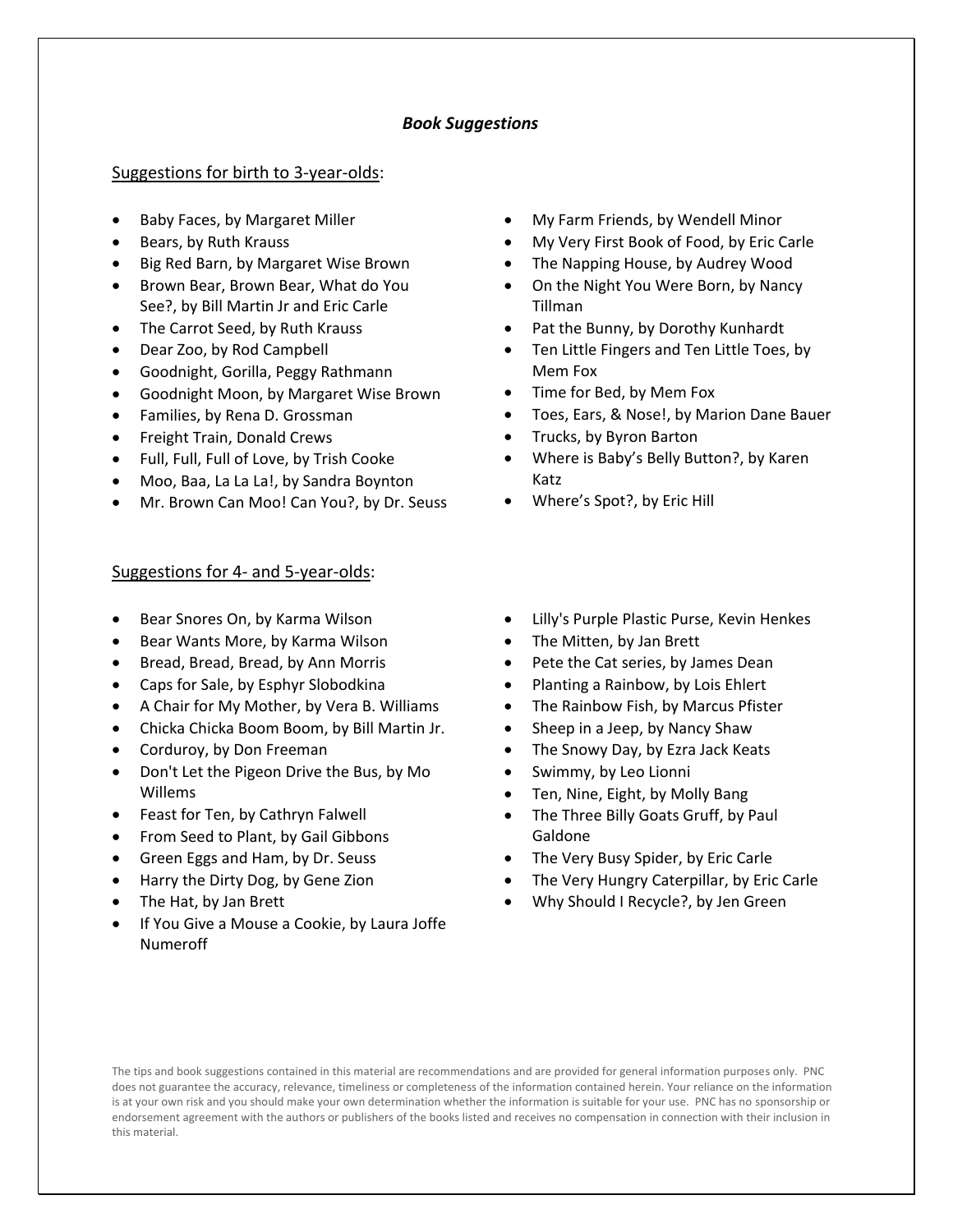***Book Suggestions***

Suggestions for birth to 3-year-olds:

- Baby Faces, by Margaret Miller
- Bears, by Ruth Krauss
- Big Red Barn, by Margaret Wise Brown
- Brown Bear, Brown Bear, What do You See?, by Bill Martin Jr and Eric Carle
- The Carrot Seed, by Ruth Krauss
- Dear Zoo, by Rod Campbell
- Goodnight, Gorilla, Peggy Rathmann
- Goodnight Moon, by Margaret Wise Brown
- Families, by Rena D. Grossman
- Freight Train, Donald Crews
- Full, Full, Full of Love, by Trish Cooke
- Moo, Baa, La La La!, by Sandra Boynton
- Mr. Brown Can Moo! Can You?, by Dr. Seuss
- My Farm Friends, by Wendell Minor
- My Very First Book of Food, by Eric Carle
- The Napping House, by Audrey Wood
- On the Night You Were Born, by Nancy Tillman
- Pat the Bunny, by Dorothy Kunhardt
- Ten Little Fingers and Ten Little Toes, by Mem Fox
- Time for Bed, by Mem Fox
- Toes, Ears, & Nose!, by Marion Dane Bauer
- Trucks, by Byron Barton
- Where is Baby's Belly Button?, by Karen Katz
- Where's Spot?, by Eric Hill

Suggestions for 4- and 5-year-olds:

- Bear Snores On, by Karma Wilson
- Bear Wants More, by Karma Wilson
- Bread, Bread, Bread, by Ann Morris
- Caps for Sale, by Esphyr Slobodkina
- A Chair for My Mother, by Vera B. Williams
- Chicka Chicka Boom Boom, by Bill Martin Jr.
- Corduroy, by Don Freeman
- Don't Let the Pigeon Drive the Bus, by Mo Willems
- Feast for Ten, by Cathryn Falwell
- From Seed to Plant, by Gail Gibbons
- Green Eggs and Ham, by Dr. Seuss
- Harry the Dirty Dog, by Gene Zion
- The Hat, by Jan Brett
- If You Give a Mouse a Cookie, by Laura Joffe Numeroff
- Lilly's Purple Plastic Purse, Kevin Henkes
- The Mitten, by Jan Brett
- Pete the Cat series, by James Dean
- Planting a Rainbow, by Lois Ehlert
- The Rainbow Fish, by Marcus Pfister
- Sheep in a Jeep, by Nancy Shaw
- The Snowy Day, by Ezra Jack Keats
- Swimmy, by Leo Lionni
- Ten, Nine, Eight, by Molly Bang
- The Three Billy Goats Gruff, by Paul Galdone
- The Very Busy Spider, by Eric Carle
- The Very Hungry Caterpillar, by Eric Carle
- Why Should I Recycle?, by Jen Green

The tips and book suggestions contained in this material are recommendations and are provided for general information purposes only. PNC does not guarantee the accuracy, relevance, timeliness or completeness of the information contained herein. Your reliance on the information is at your own risk and you should make your own determination whether the information is suitable for your use. PNC has no sponsorship or endorsement agreement with the authors or publishers of the books listed and receives no compensation in connection with their inclusion in this material.